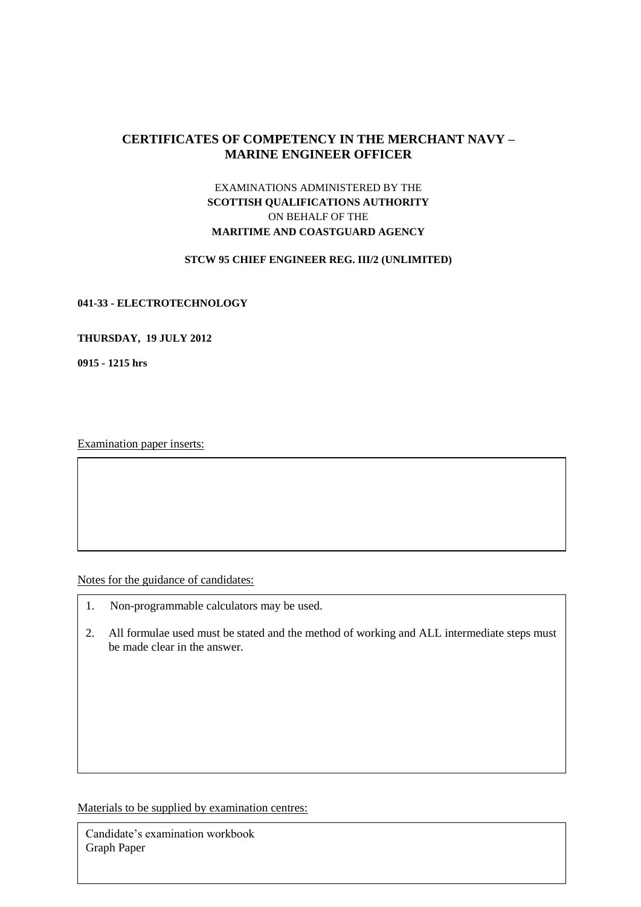# CERTIFICATES OF COMPETENCY IN THE MERCHANT NAVY – MARINE ENGINEER OFFICER

EXAMINATIONS ADMINISTERED BY THE
**SCOTTISH QUALIFICATIONS AUTHORITY**
ON BEHALF OF THE
**MARITIME AND COASTGUARD AGENCY**

**STCW 95 CHIEF ENGINEER REG. III/2 (UNLIMITED)**

**041-33 - ELECTROTECHNOLOGY**

**THURSDAY, 19 JULY 2012**

**0915 - 1215 hrs**

Examination paper inserts:

Notes for the guidance of candidates:

1. Non-programmable calculators may be used.
2. All formulae used must be stated and the method of working and ALL intermediate steps must be made clear in the answer.

Materials to be supplied by examination centres:

Candidate's examination workbook
Graph Paper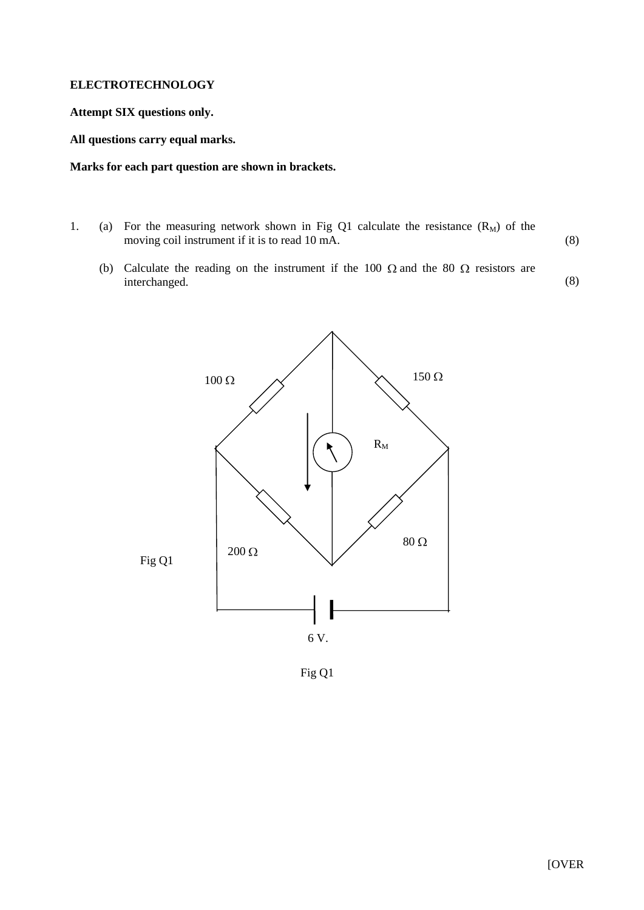**ELECTROTECHNOLOGY**

**Attempt SIX questions only.**

**All questions carry equal marks.**

**Marks for each part question are shown in brackets.**

1. (a) For the measuring network shown in Fig Q1 calculate the resistance ($R_M$) of the moving coil instrument if it is to read 10 mA. (8)

   (b) Calculate the reading on the instrument if the 100 Ω and the 80 Ω resistors are interchanged. (8)

100 Ω

150 Ω

$R_M$

200 Ω

80 Ω

6 V.

Fig Q1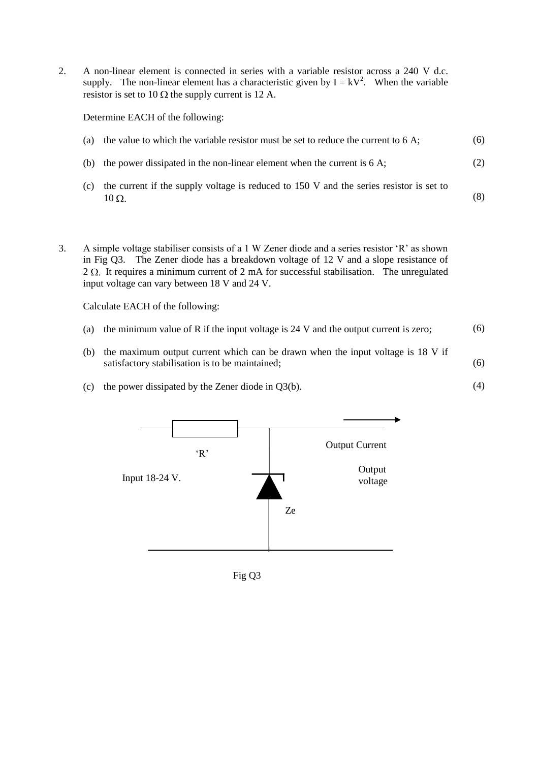2. A non-linear element is connected in series with a variable resistor across a 240 V d.c. supply. The non-linear element has a characteristic given by $I = kV^2$. When the variable resistor is set to 10 Ω the supply current is 12 A.

   Determine EACH of the following:

   (a) the value to which the variable resistor must be set to reduce the current to 6 A; (6)

   (b) the power dissipated in the non-linear element when the current is 6 A; (2)

   (c) the current if the supply voltage is reduced to 150 V and the series resistor is set to 10 Ω. (8)

3. A simple voltage stabiliser consists of a 1 W Zener diode and a series resistor 'R' as shown in Fig Q3. The Zener diode has a breakdown voltage of 12 V and a slope resistance of 2 Ω. It requires a minimum current of 2 mA for successful stabilisation. The unregulated input voltage can vary between 18 V and 24 V.

   Calculate EACH of the following:

   (a) the minimum value of R if the input voltage is 24 V and the output current is zero; (6)

   (b) the maximum output current which can be drawn when the input voltage is 18 V if satisfactory stabilisation is to be maintained; (6)

   (c) the power dissipated by the Zener diode in Q3(b). (4)

'R'

Input 18-24 V.

Output Current

Output voltage

Ze

Fig Q3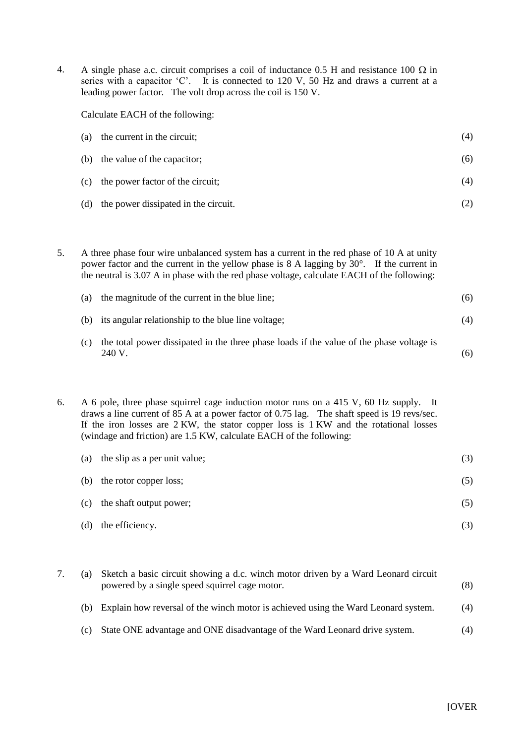4. A single phase a.c. circuit comprises a coil of inductance 0.5 H and resistance 100 Ω in series with a capacitor 'C'. It is connected to 120 V, 50 Hz and draws a current at a leading power factor. The volt drop across the coil is 150 V.

   Calculate EACH of the following:

   (a) the current in the circuit; (4)

   (b) the value of the capacitor; (6)

   (c) the power factor of the circuit; (4)

   (d) the power dissipated in the circuit. (2)

5. A three phase four wire unbalanced system has a current in the red phase of 10 A at unity power factor and the current in the yellow phase is 8 A lagging by 30°. If the current in the neutral is 3.07 A in phase with the red phase voltage, calculate EACH of the following:

   (a) the magnitude of the current in the blue line; (6)

   (b) its angular relationship to the blue line voltage; (4)

   (c) the total power dissipated in the three phase loads if the value of the phase voltage is 240 V. (6)

6. A 6 pole, three phase squirrel cage induction motor runs on a 415 V, 60 Hz supply. It draws a line current of 85 A at a power factor of 0.75 lag. The shaft speed is 19 revs/sec. If the iron losses are 2 KW, the stator copper loss is 1 KW and the rotational losses (windage and friction) are 1.5 KW, calculate EACH of the following:

   (a) the slip as a per unit value; (3)

   (b) the rotor copper loss; (5)

   (c) the shaft output power; (5)

   (d) the efficiency. (3)

7. (a) Sketch a basic circuit showing a d.c. winch motor driven by a Ward Leonard circuit powered by a single speed squirrel cage motor. (8)

   (b) Explain how reversal of the winch motor is achieved using the Ward Leonard system. (4)

   (c) State ONE advantage and ONE disadvantage of the Ward Leonard drive system. (4)

[OVER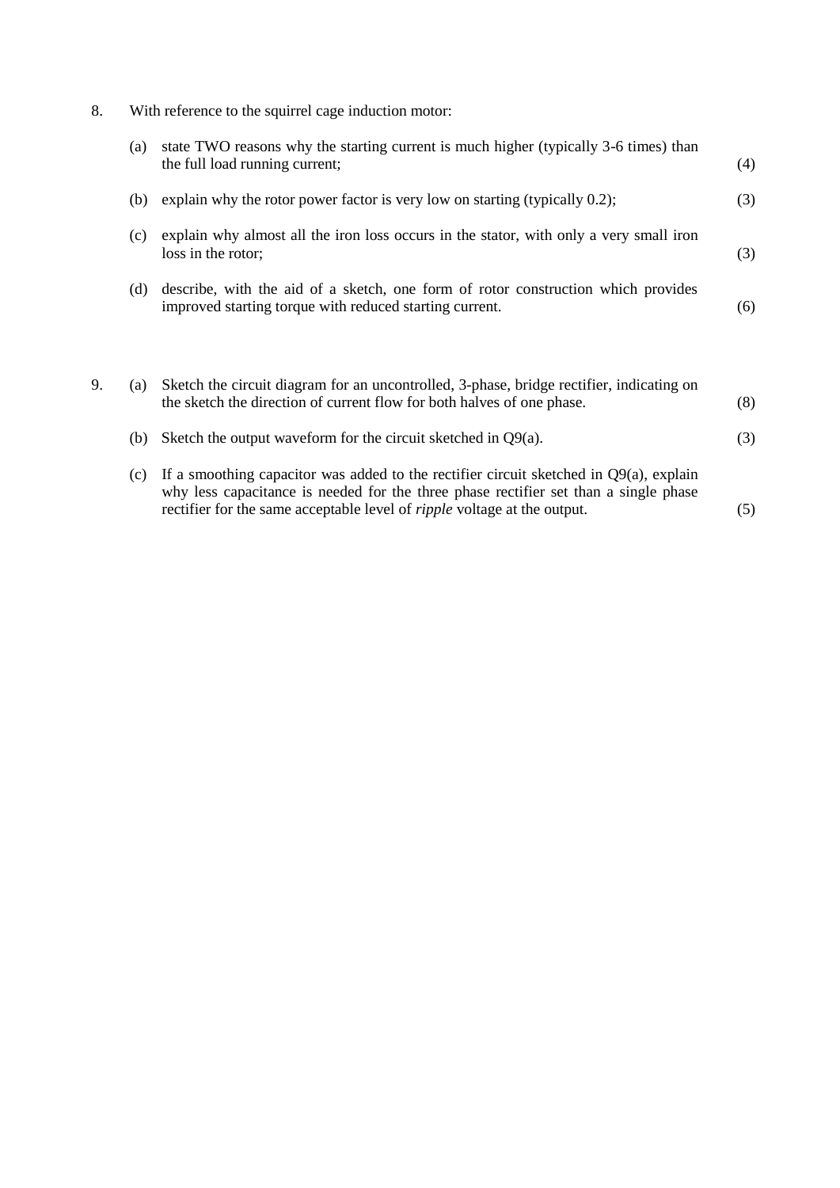8. With reference to the squirrel cage induction motor:

   (a) state TWO reasons why the starting current is much higher (typically 3-6 times) than the full load running current; (4)

   (b) explain why the rotor power factor is very low on starting (typically 0.2); (3)

   (c) explain why almost all the iron loss occurs in the stator, with only a very small iron loss in the rotor; (3)

   (d) describe, with the aid of a sketch, one form of rotor construction which provides improved starting torque with reduced starting current. (6)

9. (a) Sketch the circuit diagram for an uncontrolled, 3-phase, bridge rectifier, indicating on the sketch the direction of current flow for both halves of one phase. (8)

   (b) Sketch the output waveform for the circuit sketched in Q9(a). (3)

   (c) If a smoothing capacitor was added to the rectifier circuit sketched in Q9(a), explain why less capacitance is needed for the three phase rectifier set than a single phase rectifier for the same acceptable level of *ripple* voltage at the output. (5)